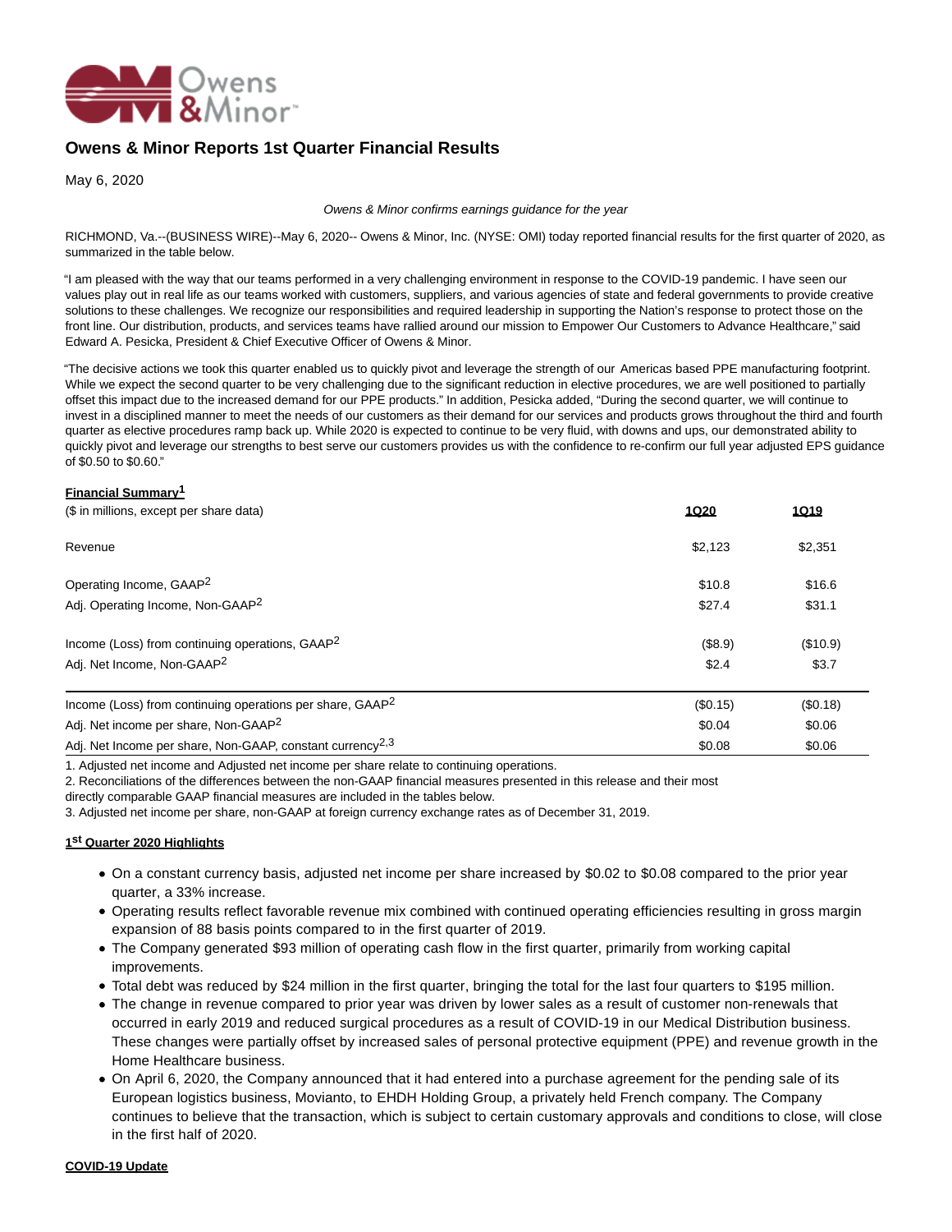# Owens & Minor Reports 1st Quarter Financial Results

May 6, 2020

*Owens & Minor confirms earnings guidance for the year*

RICHMOND, Va.--(BUSINESS WIRE)--May 6, 2020-- Owens & Minor, Inc. (NYSE: OMI) today reported financial results for the first quarter of 2020, as summarized in the table below.

"I am pleased with the way that our teams performed in a very challenging environment in response to the COVID-19 pandemic. I have seen our values play out in real life as our teams worked with customers, suppliers, and various agencies of state and federal governments to provide creative solutions to these challenges. We recognize our responsibilities and required leadership in supporting the Nation's response to protect those on the front line. Our distribution, products, and services teams have rallied around our mission to Empower Our Customers to Advance Healthcare," said Edward A. Pesicka, President & Chief Executive Officer of Owens & Minor.

"The decisive actions we took this quarter enabled us to quickly pivot and leverage the strength of our Americas based PPE manufacturing footprint. While we expect the second quarter to be very challenging due to the significant reduction in elective procedures, we are well positioned to partially offset this impact due to the increased demand for our PPE products." In addition, Pesicka added, "During the second quarter, we will continue to invest in a disciplined manner to meet the needs of our customers as their demand for our services and products grows throughout the third and fourth quarter as elective procedures ramp back up. While 2020 is expected to continue to be very fluid, with downs and ups, our demonstrated ability to quickly pivot and leverage our strengths to best serve our customers provides us with the confidence to re-confirm our full year adjusted EPS guidance of $0.50 to $0.60."

**Financial Summary[1]**

| ($ in millions, except per share data) | **1Q20** | **1Q19** |
|---|---|---|
| Revenue | $2,123 | $2,351 |
| Operating Income, GAAP[2] | $10.8 | $16.6 |
| Adj. Operating Income, Non-GAAP[2] | $27.4 | $31.1 |
| Income (Loss) from continuing operations, GAAP[2] | ($8.9) | ($10.9) |
| Adj. Net Income, Non-GAAP[2] | $2.4 | $3.7 |
| Income (Loss) from continuing operations per share, GAAP[2] | ($0.15) | ($0.18) |
| Adj. Net income per share, Non-GAAP[2] | $0.04 | $0.06 |
| Adj. Net Income per share, Non-GAAP, constant currency[2,3] | $0.08 | $0.06 |

1. Adjusted net income and Adjusted net income per share relate to continuing operations.
2. Reconciliations of the differences between the non-GAAP financial measures presented in this release and their most directly comparable GAAP financial measures are included in the tables below.
3. Adjusted net income per share, non-GAAP at foreign currency exchange rates as of December 31, 2019.

**1st Quarter 2020 Highlights**

- On a constant currency basis, adjusted net income per share increased by $0.02 to $0.08 compared to the prior year quarter, a 33% increase.
- Operating results reflect favorable revenue mix combined with continued operating efficiencies resulting in gross margin expansion of 88 basis points compared to in the first quarter of 2019.
- The Company generated $93 million of operating cash flow in the first quarter, primarily from working capital improvements.
- Total debt was reduced by $24 million in the first quarter, bringing the total for the last four quarters to $195 million.
- The change in revenue compared to prior year was driven by lower sales as a result of customer non-renewals that occurred in early 2019 and reduced surgical procedures as a result of COVID-19 in our Medical Distribution business. These changes were partially offset by increased sales of personal protective equipment (PPE) and revenue growth in the Home Healthcare business.
- On April 6, 2020, the Company announced that it had entered into a purchase agreement for the pending sale of its European logistics business, Movianto, to EHDH Holding Group, a privately held French company. The Company continues to believe that the transaction, which is subject to certain customary approvals and conditions to close, will close in the first half of 2020.

**COVID-19 Update**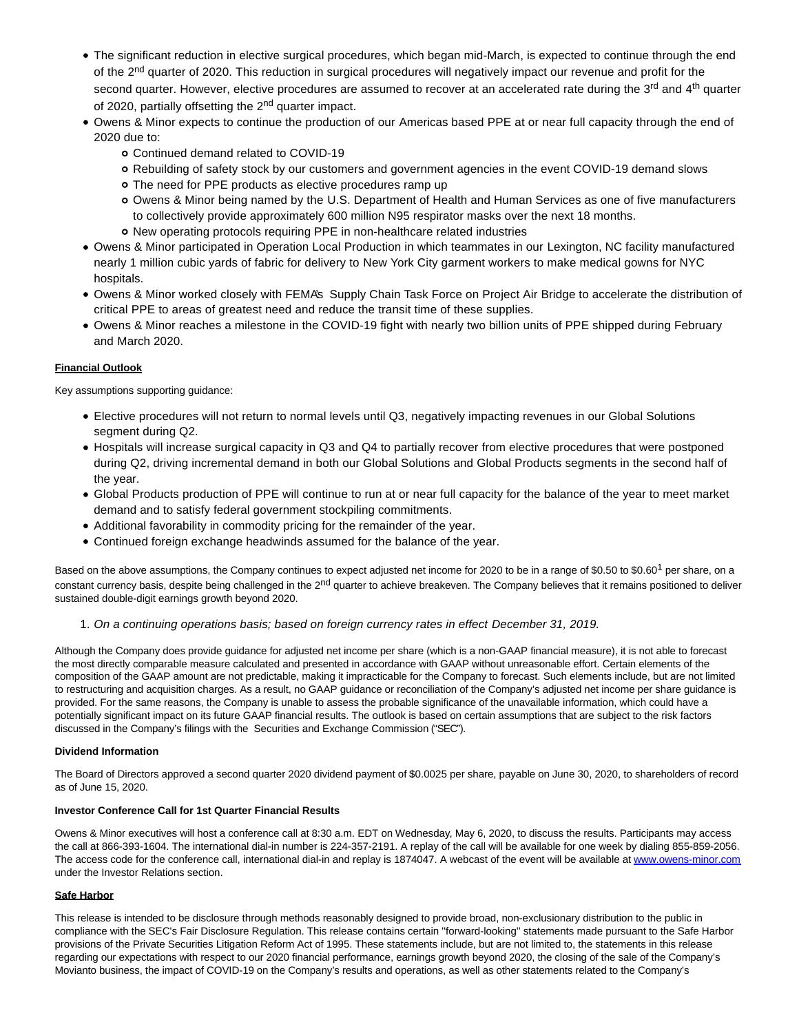- The significant reduction in elective surgical procedures, which began mid-March, is expected to continue through the end of the 2nd quarter of 2020. This reduction in surgical procedures will negatively impact our revenue and profit for the second quarter. However, elective procedures are assumed to recover at an accelerated rate during the 3rd and 4th quarter of 2020, partially offsetting the 2nd quarter impact.
- Owens & Minor expects to continue the production of our Americas based PPE at or near full capacity through the end of 2020 due to:
  - Continued demand related to COVID-19
  - Rebuilding of safety stock by our customers and government agencies in the event COVID-19 demand slows
  - The need for PPE products as elective procedures ramp up
  - Owens & Minor being named by the U.S. Department of Health and Human Services as one of five manufacturers to collectively provide approximately 600 million N95 respirator masks over the next 18 months.
  - New operating protocols requiring PPE in non-healthcare related industries
- Owens & Minor participated in Operation Local Production in which teammates in our Lexington, NC facility manufactured nearly 1 million cubic yards of fabric for delivery to New York City garment workers to make medical gowns for NYC hospitals.
- Owens & Minor worked closely with FEMA's Supply Chain Task Force on Project Air Bridge to accelerate the distribution of critical PPE to areas of greatest need and reduce the transit time of these supplies.
- Owens & Minor reaches a milestone in the COVID-19 fight with nearly two billion units of PPE shipped during February and March 2020.

**Financial Outlook**

Key assumptions supporting guidance:

- Elective procedures will not return to normal levels until Q3, negatively impacting revenues in our Global Solutions segment during Q2.
- Hospitals will increase surgical capacity in Q3 and Q4 to partially recover from elective procedures that were postponed during Q2, driving incremental demand in both our Global Solutions and Global Products segments in the second half of the year.
- Global Products production of PPE will continue to run at or near full capacity for the balance of the year to meet market demand and to satisfy federal government stockpiling commitments.
- Additional favorability in commodity pricing for the remainder of the year.
- Continued foreign exchange headwinds assumed for the balance of the year.

Based on the above assumptions, the Company continues to expect adjusted net income for 2020 to be in a range of $0.50 to $0.60[1] per share, on a constant currency basis, despite being challenged in the 2nd quarter to achieve breakeven. The Company believes that it remains positioned to deliver sustained double-digit earnings growth beyond 2020.

1. *On a continuing operations basis; based on foreign currency rates in effect December 31, 2019.*

Although the Company does provide guidance for adjusted net income per share (which is a non-GAAP financial measure), it is not able to forecast the most directly comparable measure calculated and presented in accordance with GAAP without unreasonable effort. Certain elements of the composition of the GAAP amount are not predictable, making it impracticable for the Company to forecast. Such elements include, but are not limited to restructuring and acquisition charges. As a result, no GAAP guidance or reconciliation of the Company's adjusted net income per share guidance is provided. For the same reasons, the Company is unable to assess the probable significance of the unavailable information, which could have a potentially significant impact on its future GAAP financial results. The outlook is based on certain assumptions that are subject to the risk factors discussed in the Company's filings with the Securities and Exchange Commission ("SEC").

**Dividend Information**

The Board of Directors approved a second quarter 2020 dividend payment of $0.0025 per share, payable on June 30, 2020, to shareholders of record as of June 15, 2020.

**Investor Conference Call for 1st Quarter Financial Results**

Owens & Minor executives will host a conference call at 8:30 a.m. EDT on Wednesday, May 6, 2020, to discuss the results. Participants may access the call at 866-393-1604. The international dial-in number is 224-357-2191. A replay of the call will be available for one week by dialing 855-859-2056. The access code for the conference call, international dial-in and replay is 1874047. A webcast of the event will be available at www.owens-minor.com under the Investor Relations section.

**Safe Harbor**

This release is intended to be disclosure through methods reasonably designed to provide broad, non-exclusionary distribution to the public in compliance with the SEC's Fair Disclosure Regulation. This release contains certain ''forward-looking'' statements made pursuant to the Safe Harbor provisions of the Private Securities Litigation Reform Act of 1995. These statements include, but are not limited to, the statements in this release regarding our expectations with respect to our 2020 financial performance, earnings growth beyond 2020, the closing of the sale of the Company's Movianto business, the impact of COVID-19 on the Company's results and operations, as well as other statements related to the Company's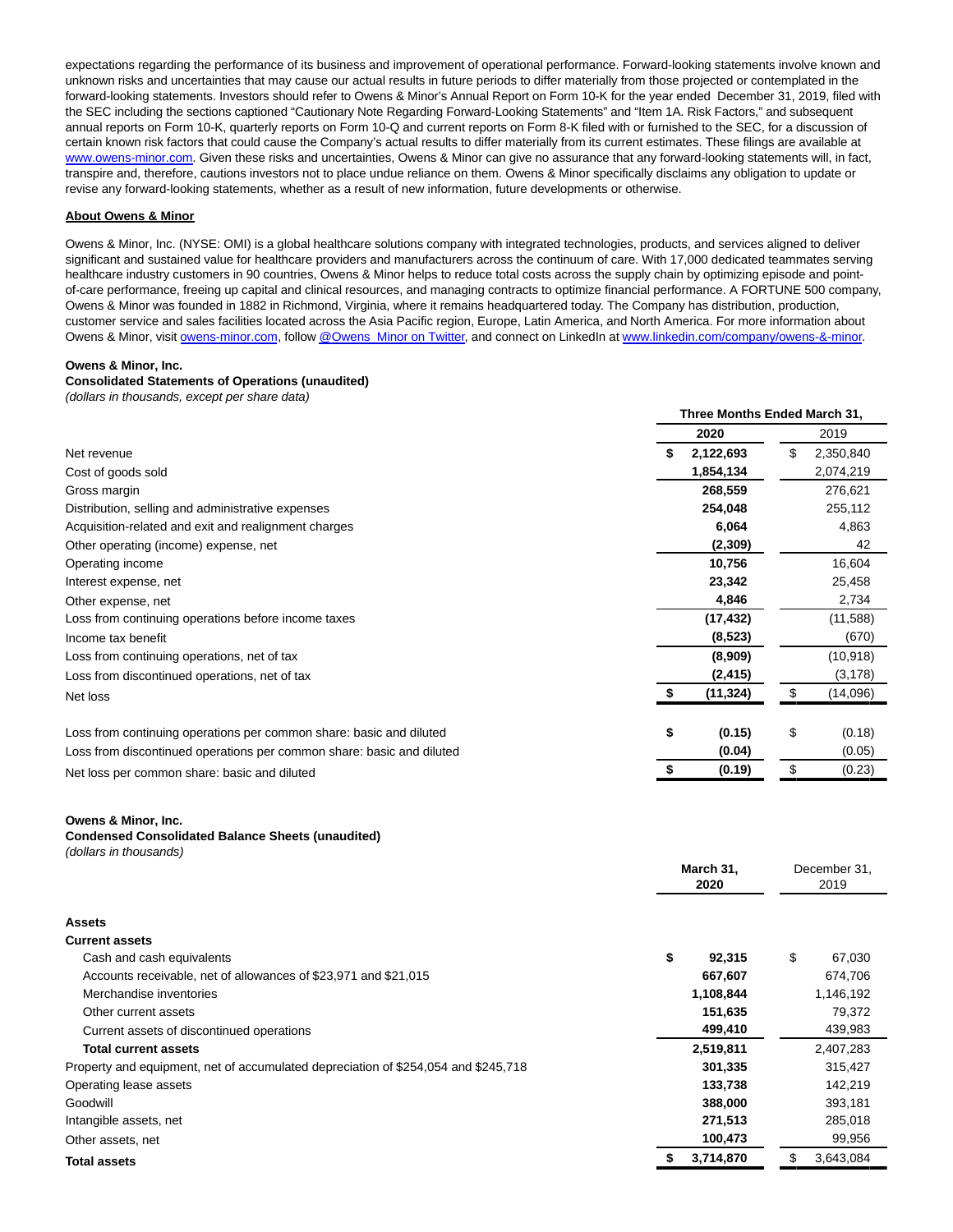expectations regarding the performance of its business and improvement of operational performance. Forward-looking statements involve known and unknown risks and uncertainties that may cause our actual results in future periods to differ materially from those projected or contemplated in the forward-looking statements. Investors should refer to Owens & Minor's Annual Report on Form 10-K for the year ended December 31, 2019, filed with the SEC including the sections captioned "Cautionary Note Regarding Forward-Looking Statements" and "Item 1A. Risk Factors," and subsequent annual reports on Form 10-K, quarterly reports on Form 10-Q and current reports on Form 8-K filed with or furnished to the SEC, for a discussion of certain known risk factors that could cause the Company's actual results to differ materially from its current estimates. These filings are available at www.owens-minor.com. Given these risks and uncertainties, Owens & Minor can give no assurance that any forward-looking statements will, in fact, transpire and, therefore, cautions investors not to place undue reliance on them. Owens & Minor specifically disclaims any obligation to update or revise any forward-looking statements, whether as a result of new information, future developments or otherwise.

**About Owens & Minor**

Owens & Minor, Inc. (NYSE: OMI) is a global healthcare solutions company with integrated technologies, products, and services aligned to deliver significant and sustained value for healthcare providers and manufacturers across the continuum of care. With 17,000 dedicated teammates serving healthcare industry customers in 90 countries, Owens & Minor helps to reduce total costs across the supply chain by optimizing episode and point-of-care performance, freeing up capital and clinical resources, and managing contracts to optimize financial performance. A FORTUNE 500 company, Owens & Minor was founded in 1882 in Richmond, Virginia, where it remains headquartered today. The Company has distribution, production, customer service and sales facilities located across the Asia Pacific region, Europe, Latin America, and North America. For more information about Owens & Minor, visit owens-minor.com, follow @Owens_Minor on Twitter, and connect on LinkedIn at www.linkedin.com/company/owens-&-minor.

**Owens & Minor, Inc.**
**Consolidated Statements of Operations (unaudited)**
*(dollars in thousands, except per share data)*

| | Three Months Ended March 31, | |
|---|---|---|
| | **2020** | 2019 |
| Net revenue | **$ 2,122,693** | $ 2,350,840 |
| Cost of goods sold | **1,854,134** | 2,074,219 |
| Gross margin | **268,559** | 276,621 |
| Distribution, selling and administrative expenses | **254,048** | 255,112 |
| Acquisition-related and exit and realignment charges | **6,064** | 4,863 |
| Other operating (income) expense, net | **(2,309)** | 42 |
| Operating income | **10,756** | 16,604 |
| Interest expense, net | **23,342** | 25,458 |
| Other expense, net | **4,846** | 2,734 |
| Loss from continuing operations before income taxes | **(17,432)** | (11,588) |
| Income tax benefit | **(8,523)** | (670) |
| Loss from continuing operations, net of tax | **(8,909)** | (10,918) |
| Loss from discontinued operations, net of tax | **(2,415)** | (3,178) |
| Net loss | **$ (11,324)** | $ (14,096) |
| | | |
| Loss from continuing operations per common share: basic and diluted | **$ (0.15)** | $ (0.18) |
| Loss from discontinued operations per common share: basic and diluted | **(0.04)** | (0.05) |
| Net loss per common share: basic and diluted | **$ (0.19)** | $ (0.23) |

**Owens & Minor, Inc.**
**Condensed Consolidated Balance Sheets (unaudited)**
*(dollars in thousands)*

| | **March 31, 2020** | December 31, 2019 |
|---|---|---|
| **Assets** | | |
| **Current assets** | | |
| Cash and cash equivalents | **$ 92,315** | $ 67,030 |
| Accounts receivable, net of allowances of $23,971 and $21,015 | **667,607** | 674,706 |
| Merchandise inventories | **1,108,844** | 1,146,192 |
| Other current assets | **151,635** | 79,372 |
| Current assets of discontinued operations | **499,410** | 439,983 |
| **Total current assets** | **2,519,811** | 2,407,283 |
| Property and equipment, net of accumulated depreciation of $254,054 and $245,718 | **301,335** | 315,427 |
| Operating lease assets | **133,738** | 142,219 |
| Goodwill | **388,000** | 393,181 |
| Intangible assets, net | **271,513** | 285,018 |
| Other assets, net | **100,473** | 99,956 |
| **Total assets** | **$ 3,714,870** | $ 3,643,084 |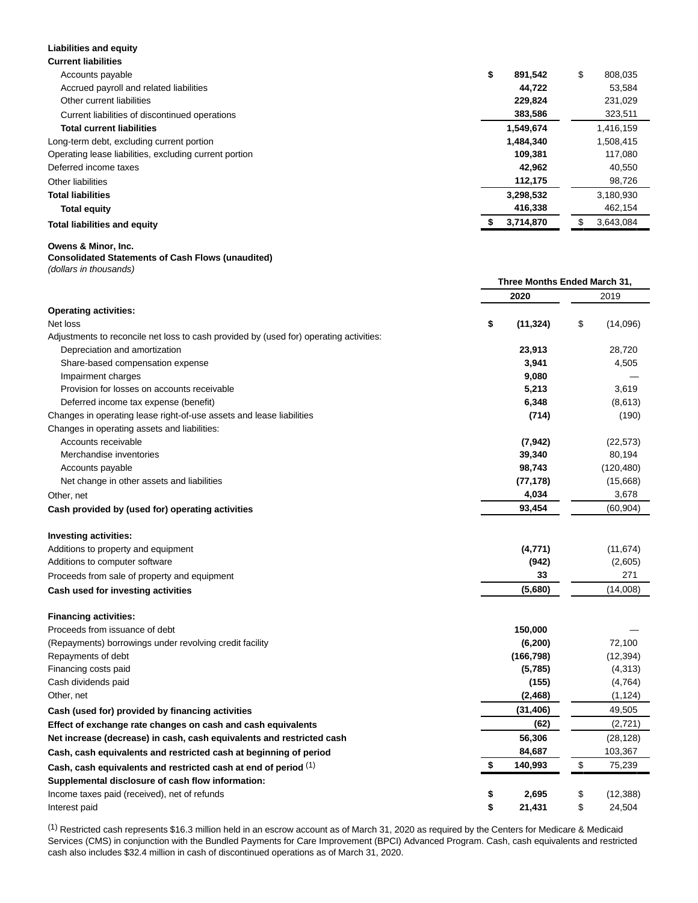| **Liabilities and equity** | | |
|---|---|---|
| **Current liabilities** | | |
| Accounts payable | **$ 891,542** | $ 808,035 |
| Accrued payroll and related liabilities | **44,722** | 53,584 |
| Other current liabilities | **229,824** | 231,029 |
| Current liabilities of discontinued operations | **383,586** | 323,511 |
| **Total current liabilities** | **1,549,674** | 1,416,159 |
| Long-term debt, excluding current portion | **1,484,340** | 1,508,415 |
| Operating lease liabilities, excluding current portion | **109,381** | 117,080 |
| Deferred income taxes | **42,962** | 40,550 |
| Other liabilities | **112,175** | 98,726 |
| **Total liabilities** | **3,298,532** | 3,180,930 |
| **Total equity** | **416,338** | 462,154 |
| **Total liabilities and equity** | **$ 3,714,870** | $ 3,643,084 |

**Owens & Minor, Inc.**
**Consolidated Statements of Cash Flows (unaudited)**
*(dollars in thousands)*

| | Three Months Ended March 31, | |
|---|---|---|
| | **2020** | 2019 |
| **Operating activities:** | | |
| Net loss | **$ (11,324)** | $ (14,096) |
| Adjustments to reconcile net loss to cash provided by (used for) operating activities: | | |
| Depreciation and amortization | **23,913** | 28,720 |
| Share-based compensation expense | **3,941** | 4,505 |
| Impairment charges | **9,080** | — |
| Provision for losses on accounts receivable | **5,213** | 3,619 |
| Deferred income tax expense (benefit) | **6,348** | (8,613) |
| Changes in operating lease right-of-use assets and lease liabilities | **(714)** | (190) |
| Changes in operating assets and liabilities: | | |
| Accounts receivable | **(7,942)** | (22,573) |
| Merchandise inventories | **39,340** | 80,194 |
| Accounts payable | **98,743** | (120,480) |
| Net change in other assets and liabilities | **(77,178)** | (15,668) |
| Other, net | **4,034** | 3,678 |
| **Cash provided by (used for) operating activities** | **93,454** | (60,904) |
| **Investing activities:** | | |
| Additions to property and equipment | **(4,771)** | (11,674) |
| Additions to computer software | **(942)** | (2,605) |
| Proceeds from sale of property and equipment | **33** | 271 |
| **Cash used for investing activities** | **(5,680)** | (14,008) |
| **Financing activities:** | | |
| Proceeds from issuance of debt | **150,000** | — |
| (Repayments) borrowings under revolving credit facility | **(6,200)** | 72,100 |
| Repayments of debt | **(166,798)** | (12,394) |
| Financing costs paid | **(5,785)** | (4,313) |
| Cash dividends paid | **(155)** | (4,764) |
| Other, net | **(2,468)** | (1,124) |
| **Cash (used for) provided by financing activities** | **(31,406)** | 49,505 |
| **Effect of exchange rate changes on cash and cash equivalents** | **(62)** | (2,721) |
| **Net increase (decrease) in cash, cash equivalents and restricted cash** | **56,306** | (28,128) |
| **Cash, cash equivalents and restricted cash at beginning of period** | **84,687** | 103,367 |
| **Cash, cash equivalents and restricted cash at end of period** [(1)] | **$ 140,993** | $ 75,239 |
| **Supplemental disclosure of cash flow information:** | | |
| Income taxes paid (received), net of refunds | **$ 2,695** | $ (12,388) |
| Interest paid | **$ 21,431** | $ 24,504 |

[(1)] Restricted cash represents $16.3 million held in an escrow account as of March 31, 2020 as required by the Centers for Medicare & Medicaid Services (CMS) in conjunction with the Bundled Payments for Care Improvement (BPCI) Advanced Program. Cash, cash equivalents and restricted cash also includes $32.4 million in cash of discontinued operations as of March 31, 2020.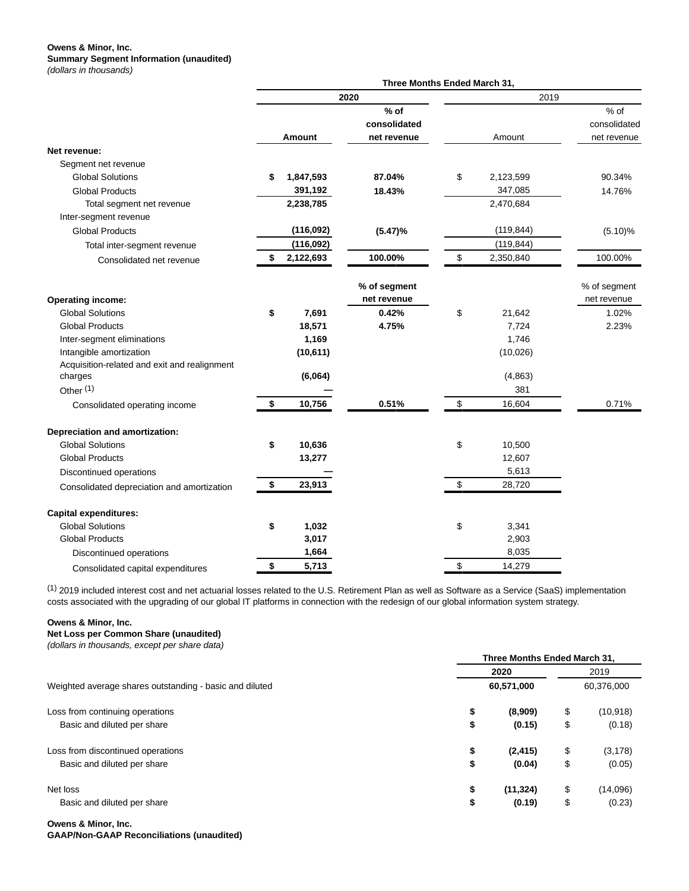**Owens & Minor, Inc.**
**Summary Segment Information (unaudited)**
*(dollars in thousands)*

| | Three Months Ended March 31, | | | |
|---|---|---|---|---|
| | 2020 | | 2019 | |
| | Amount | % of consolidated net revenue | Amount | % of consolidated net revenue |
| **Net revenue:** | | | | |
| Segment net revenue | | | | |
| Global Solutions | $ 1,847,593 | 87.04% | $ 2,123,599 | 90.34% |
| Global Products | 391,192 | 18.43% | 347,085 | 14.76% |
| Total segment net revenue | 2,238,785 | | 2,470,684 | |
| Inter-segment revenue | | | | |
| Global Products | (116,092) | (5.47)% | (119,844) | (5.10)% |
| Total inter-segment revenue | (116,092) | | (119,844) | |
| Consolidated net revenue | $ 2,122,693 | 100.00% | $ 2,350,840 | 100.00% |
| | | % of segment net revenue | | % of segment net revenue |
| **Operating income:** | | | | |
| Global Solutions | $ 7,691 | 0.42% | $ 21,642 | 1.02% |
| Global Products | 18,571 | 4.75% | 7,724 | 2.23% |
| Inter-segment eliminations | 1,169 | | 1,746 | |
| Intangible amortization | (10,611) | | (10,026) | |
| Acquisition-related and exit and realignment charges | (6,064) | | (4,863) | |
| Other (1) | — | | 381 | |
| Consolidated operating income | $ 10,756 | 0.51% | $ 16,604 | 0.71% |
| **Depreciation and amortization:** | | | | |
| Global Solutions | $ 10,636 | | $ 10,500 | |
| Global Products | 13,277 | | 12,607 | |
| Discontinued operations | — | | 5,613 | |
| Consolidated depreciation and amortization | $ 23,913 | | $ 28,720 | |
| **Capital expenditures:** | | | | |
| Global Solutions | $ 1,032 | | $ 3,341 | |
| Global Products | 3,017 | | 2,903 | |
| Discontinued operations | 1,664 | | 8,035 | |
| Consolidated capital expenditures | $ 5,713 | | $ 14,279 | |

(1) 2019 included interest cost and net actuarial losses related to the U.S. Retirement Plan as well as Software as a Service (SaaS) implementation costs associated with the upgrading of our global IT platforms in connection with the redesign of our global information system strategy.

**Owens & Minor, Inc.**
**Net Loss per Common Share (unaudited)**
*(dollars in thousands, except per share data)*

| | Three Months Ended March 31, | |
|---|---|---|
| | 2020 | 2019 |
| Weighted average shares outstanding - basic and diluted | 60,571,000 | 60,376,000 |
| Loss from continuing operations | $ (8,909) | $ (10,918) |
| Basic and diluted per share | $ (0.15) | $ (0.18) |
| Loss from discontinued operations | $ (2,415) | $ (3,178) |
| Basic and diluted per share | $ (0.04) | $ (0.05) |
| Net loss | $ (11,324) | $ (14,096) |
| Basic and diluted per share | $ (0.19) | $ (0.23) |

**Owens & Minor, Inc.**
**GAAP/Non-GAAP Reconciliations (unaudited)**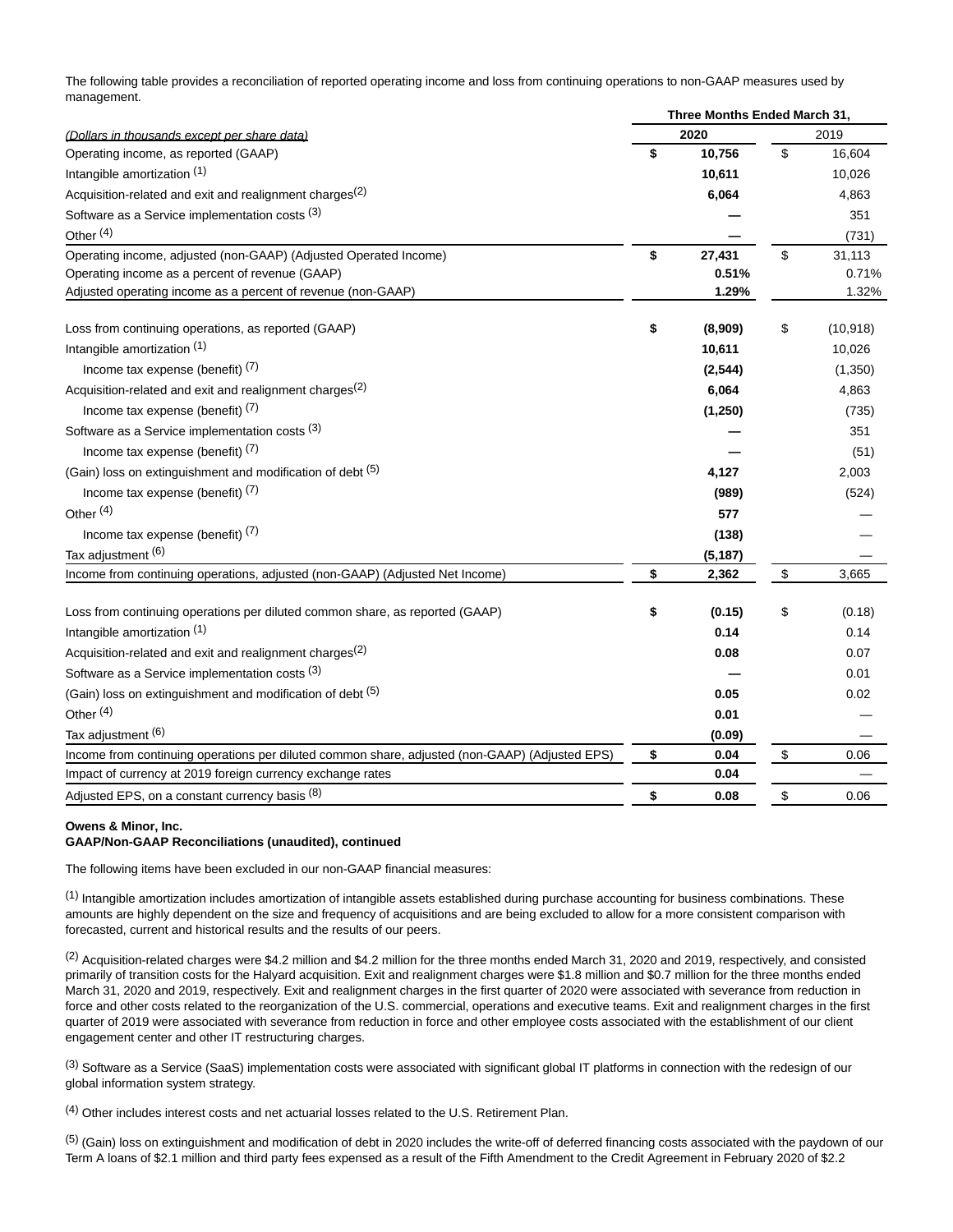The following table provides a reconciliation of reported operating income and loss from continuing operations to non-GAAP measures used by management.

| *(Dollars in thousands except per share data)* | Three Months Ended March 31, 2020 | 2019 |
|---|---|---|
| Operating income, as reported (GAAP) | **$ 10,756** | $ 16,604 |
| Intangible amortization [(1)] | **10,611** | 10,026 |
| Acquisition-related and exit and realignment charges[(2)] | **6,064** | 4,863 |
| Software as a Service implementation costs [(3)] | **—** | 351 |
| Other [(4)] | **—** | (731) |
| Operating income, adjusted (non-GAAP) (Adjusted Operated Income) | **$ 27,431** | $ 31,113 |
| Operating income as a percent of revenue (GAAP) | **0.51%** | 0.71% |
| Adjusted operating income as a percent of revenue (non-GAAP) | **1.29%** | 1.32% |
| | | |
| Loss from continuing operations, as reported (GAAP) | **$ (8,909)** | $ (10,918) |
| Intangible amortization [(1)] | **10,611** | 10,026 |
| Income tax expense (benefit) [(7)] | **(2,544)** | (1,350) |
| Acquisition-related and exit and realignment charges[(2)] | **6,064** | 4,863 |
| Income tax expense (benefit) [(7)] | **(1,250)** | (735) |
| Software as a Service implementation costs [(3)] | **—** | 351 |
| Income tax expense (benefit) [(7)] | **—** | (51) |
| (Gain) loss on extinguishment and modification of debt [(5)] | **4,127** | 2,003 |
| Income tax expense (benefit) [(7)] | **(989)** | (524) |
| Other [(4)] | **577** | — |
| Income tax expense (benefit) [(7)] | **(138)** | — |
| Tax adjustment [(6)] | **(5,187)** | — |
| Income from continuing operations, adjusted (non-GAAP) (Adjusted Net Income) | **$ 2,362** | $ 3,665 |
| | | |
| Loss from continuing operations per diluted common share, as reported (GAAP) | **$ (0.15)** | $ (0.18) |
| Intangible amortization [(1)] | **0.14** | 0.14 |
| Acquisition-related and exit and realignment charges[(2)] | **0.08** | 0.07 |
| Software as a Service implementation costs [(3)] | **—** | 0.01 |
| (Gain) loss on extinguishment and modification of debt [(5)] | **0.05** | 0.02 |
| Other [(4)] | **0.01** | — |
| Tax adjustment [(6)] | **(0.09)** | — |
| Income from continuing operations per diluted common share, adjusted (non-GAAP) (Adjusted EPS) | **$ 0.04** | $ 0.06 |
| Impact of currency at 2019 foreign currency exchange rates | **0.04** | — |
| Adjusted EPS, on a constant currency basis [(8)] | **$ 0.08** | $ 0.06 |

**Owens & Minor, Inc.**
**GAAP/Non-GAAP Reconciliations (unaudited), continued**

The following items have been excluded in our non-GAAP financial measures:

[(1)] Intangible amortization includes amortization of intangible assets established during purchase accounting for business combinations. These amounts are highly dependent on the size and frequency of acquisitions and are being excluded to allow for a more consistent comparison with forecasted, current and historical results and the results of our peers.

[(2)] Acquisition-related charges were $4.2 million and $4.2 million for the three months ended March 31, 2020 and 2019, respectively, and consisted primarily of transition costs for the Halyard acquisition. Exit and realignment charges were $1.8 million and $0.7 million for the three months ended March 31, 2020 and 2019, respectively. Exit and realignment charges in the first quarter of 2020 were associated with severance from reduction in force and other costs related to the reorganization of the U.S. commercial, operations and executive teams. Exit and realignment charges in the first quarter of 2019 were associated with severance from reduction in force and other employee costs associated with the establishment of our client engagement center and other IT restructuring charges.

[(3)] Software as a Service (SaaS) implementation costs were associated with significant global IT platforms in connection with the redesign of our global information system strategy.

[(4)] Other includes interest costs and net actuarial losses related to the U.S. Retirement Plan.

[(5)] (Gain) loss on extinguishment and modification of debt in 2020 includes the write-off of deferred financing costs associated with the paydown of our Term A loans of $2.1 million and third party fees expensed as a result of the Fifth Amendment to the Credit Agreement in February 2020 of $2.2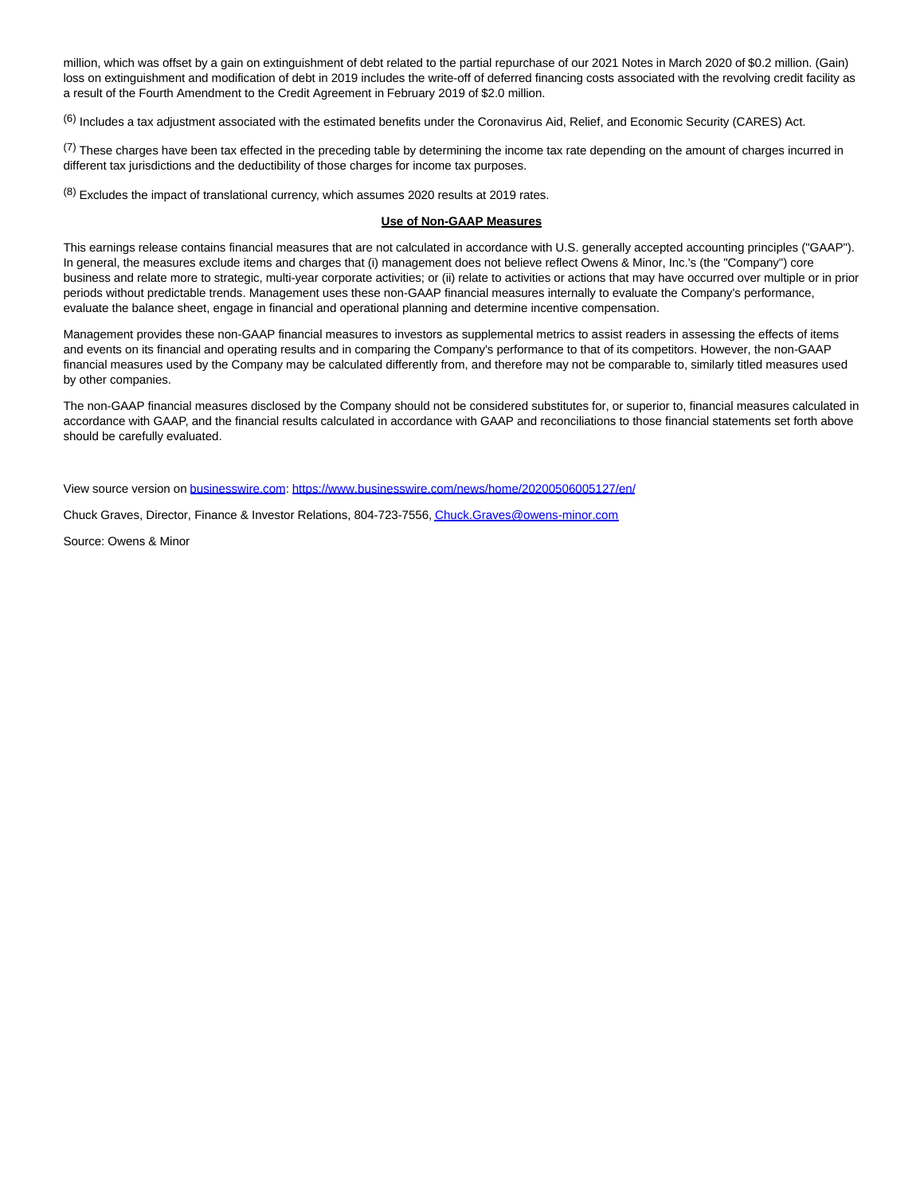million, which was offset by a gain on extinguishment of debt related to the partial repurchase of our 2021 Notes in March 2020 of $0.2 million. (Gain) loss on extinguishment and modification of debt in 2019 includes the write-off of deferred financing costs associated with the revolving credit facility as a result of the Fourth Amendment to the Credit Agreement in February 2019 of $2.0 million.

(6) Includes a tax adjustment associated with the estimated benefits under the Coronavirus Aid, Relief, and Economic Security (CARES) Act.

(7) These charges have been tax effected in the preceding table by determining the income tax rate depending on the amount of charges incurred in different tax jurisdictions and the deductibility of those charges for income tax purposes.

(8) Excludes the impact of translational currency, which assumes 2020 results at 2019 rates.

## Use of Non-GAAP Measures

This earnings release contains financial measures that are not calculated in accordance with U.S. generally accepted accounting principles ("GAAP"). In general, the measures exclude items and charges that (i) management does not believe reflect Owens & Minor, Inc.'s (the "Company") core business and relate more to strategic, multi-year corporate activities; or (ii) relate to activities or actions that may have occurred over multiple or in prior periods without predictable trends. Management uses these non-GAAP financial measures internally to evaluate the Company's performance, evaluate the balance sheet, engage in financial and operational planning and determine incentive compensation.

Management provides these non-GAAP financial measures to investors as supplemental metrics to assist readers in assessing the effects of items and events on its financial and operating results and in comparing the Company's performance to that of its competitors. However, the non-GAAP financial measures used by the Company may be calculated differently from, and therefore may not be comparable to, similarly titled measures used by other companies.

The non-GAAP financial measures disclosed by the Company should not be considered substitutes for, or superior to, financial measures calculated in accordance with GAAP, and the financial results calculated in accordance with GAAP and reconciliations to those financial statements set forth above should be carefully evaluated.

View source version on businesswire.com: https://www.businesswire.com/news/home/20200506005127/en/

Chuck Graves, Director, Finance & Investor Relations, 804-723-7556, Chuck.Graves@owens-minor.com

Source: Owens & Minor